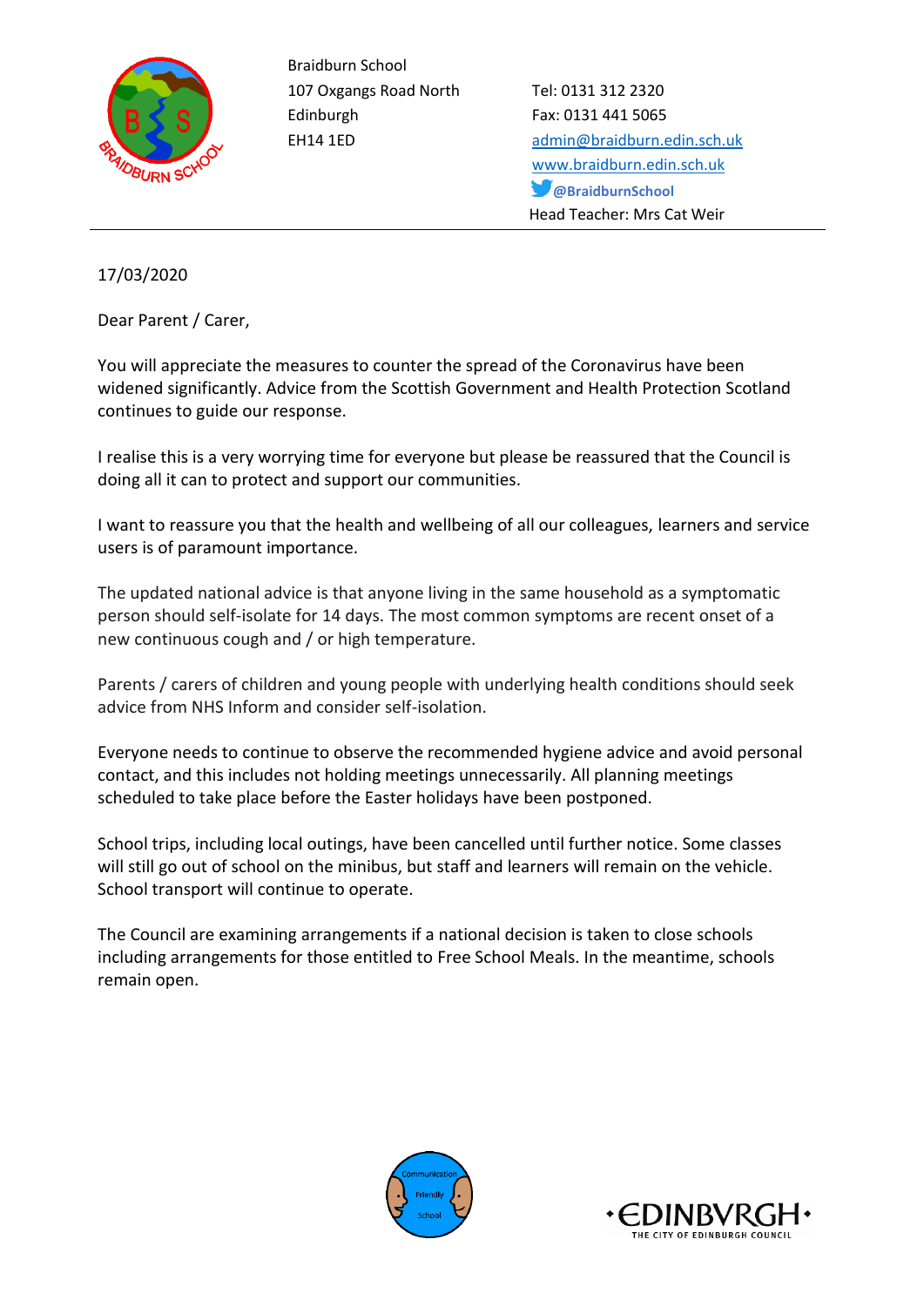Braidburn School
107 Oxgangs Road North
Edinburgh
EH14 1ED

Tel: 0131 312 2320
Fax: 0131 441 5065
admin@braidburn.edin.sch.uk
www.braidburn.edin.sch.uk
@BraidburnSchool
Head Teacher: Mrs Cat Weir

17/03/2020

Dear Parent / Carer,

You will appreciate the measures to counter the spread of the Coronavirus have been widened significantly. Advice from the Scottish Government and Health Protection Scotland continues to guide our response.

I realise this is a very worrying time for everyone but please be reassured that the Council is doing all it can to protect and support our communities.

I want to reassure you that the health and wellbeing of all our colleagues, learners and service users is of paramount importance.

The updated national advice is that anyone living in the same household as a symptomatic person should self-isolate for 14 days. The most common symptoms are recent onset of a new continuous cough and / or high temperature.

Parents / carers of children and young people with underlying health conditions should seek advice from NHS Inform and consider self-isolation.

Everyone needs to continue to observe the recommended hygiene advice and avoid personal contact, and this includes not holding meetings unnecessarily. All planning meetings scheduled to take place before the Easter holidays have been postponed.

School trips, including local outings, have been cancelled until further notice. Some classes will still go out of school on the minibus, but staff and learners will remain on the vehicle. School transport will continue to operate.

The Council are examining arrangements if a national decision is taken to close schools including arrangements for those entitled to Free School Meals. In the meantime, schools remain open.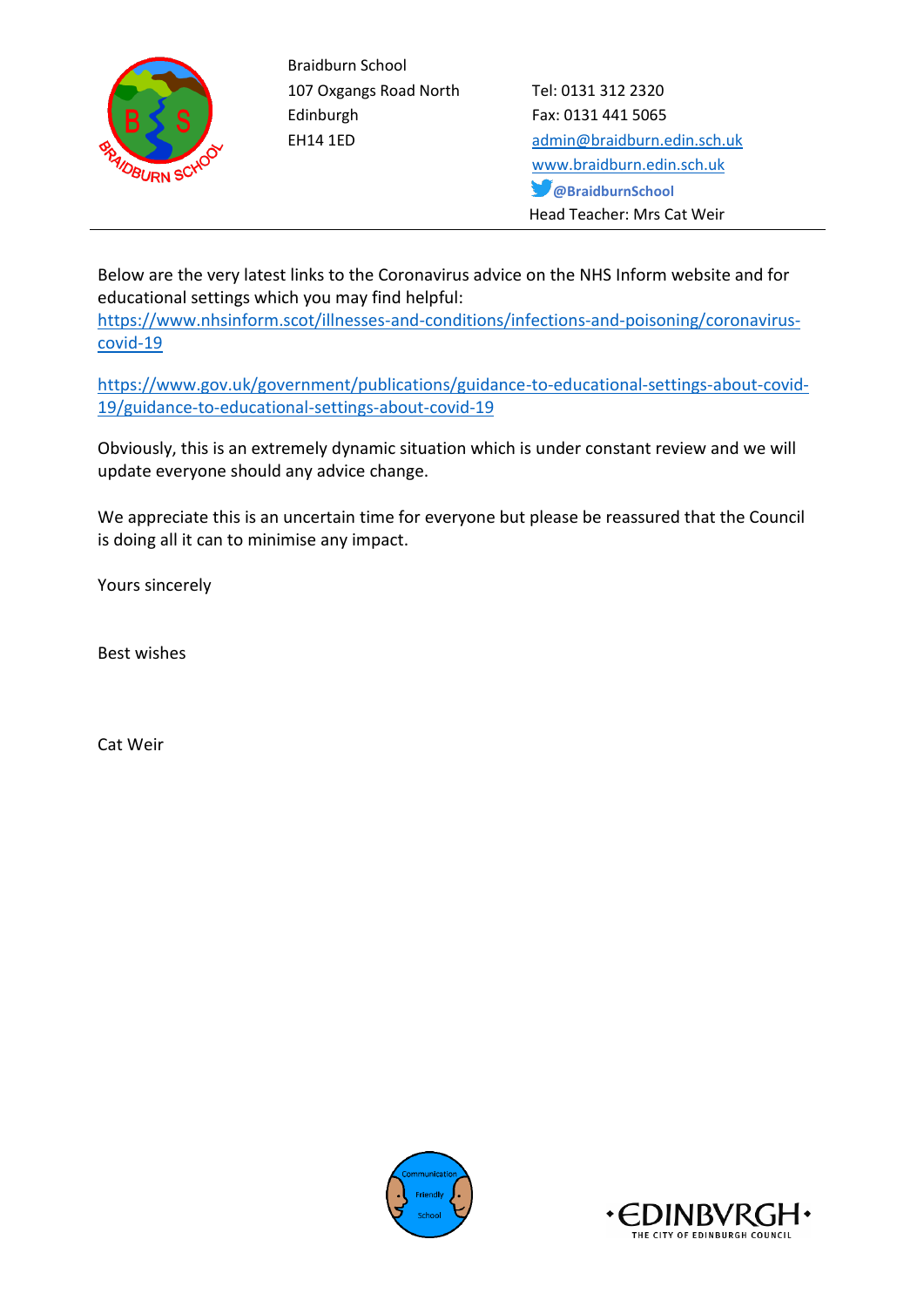Braidburn School
107 Oxgangs Road North
Edinburgh
EH14 1ED

Tel: 0131 312 2320
Fax: 0131 441 5065
admin@braidburn.edin.sch.uk
www.braidburn.edin.sch.uk
@BraidburnSchool
Head Teacher: Mrs Cat Weir

---

Below are the very latest links to the Coronavirus advice on the NHS Inform website and for educational settings which you may find helpful:
https://www.nhsinform.scot/illnesses-and-conditions/infections-and-poisoning/coronavirus-covid-19

https://www.gov.uk/government/publications/guidance-to-educational-settings-about-covid-19/guidance-to-educational-settings-about-covid-19

Obviously, this is an extremely dynamic situation which is under constant review and we will update everyone should any advice change.

We appreciate this is an uncertain time for everyone but please be reassured that the Council is doing all it can to minimise any impact.

Yours sincerely

Best wishes

Cat Weir

Communication Friendly School

EDINBVRGH
THE CITY OF EDINBURGH COUNCIL